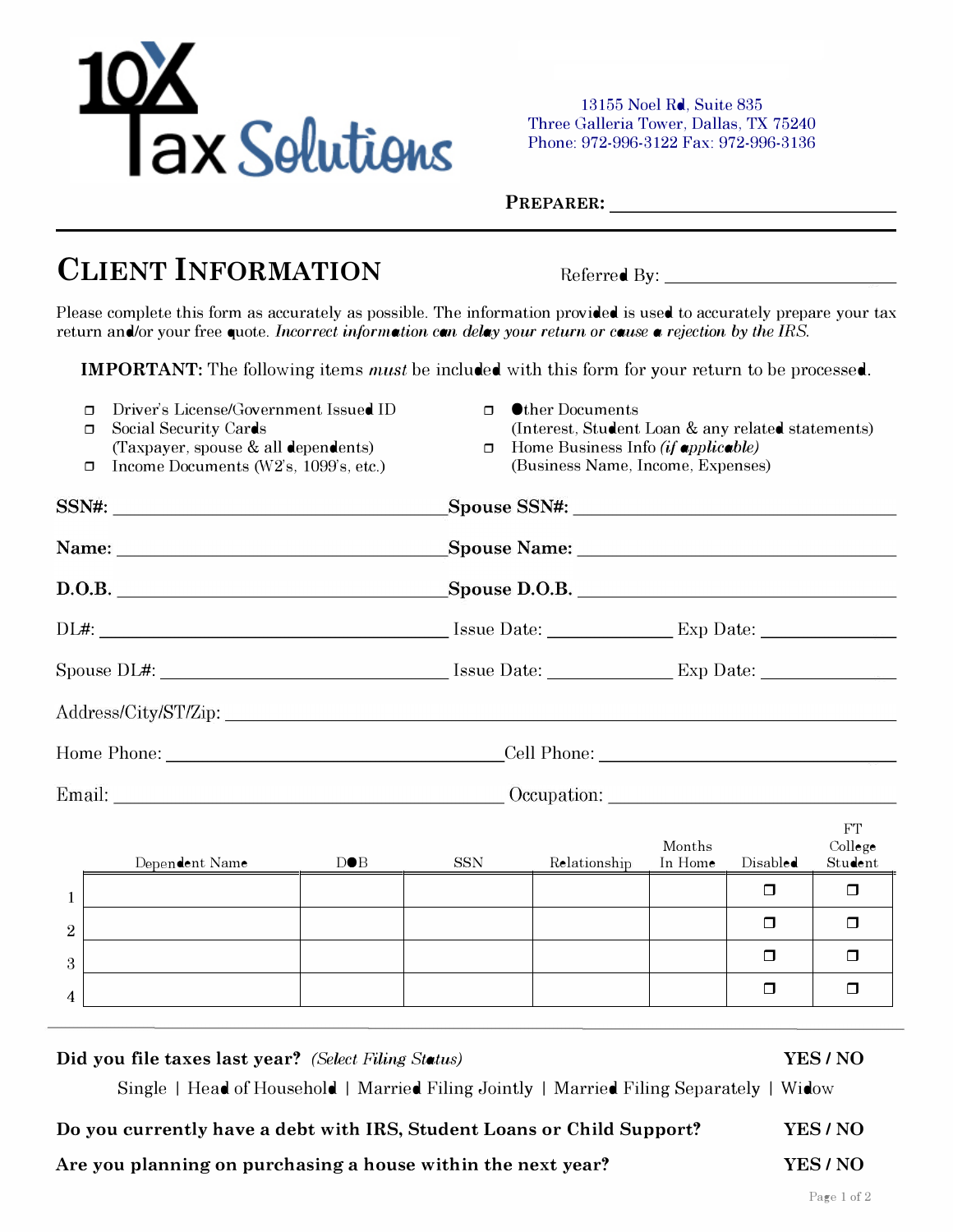10X Tax Solutions

13155 Noel Rd, Suite 835
Three Galleria Tower, Dallas, TX 75240
Phone: 972-996-3122 Fax: 972-996-3136

**PREPARER:** ______________________

# CLIENT INFORMATION

Referred By: ______________________

Please complete this form as accurately as possible. The information provided is used to accurately prepare your tax return and/or your free quote. *Incorrect information can delay your return or cause a rejection by the IRS.*

**IMPORTANT:** The following items *must* be included with this form for your return to be processed.

- ☐ Driver's License/Government Issued ID
- ☐ Social Security Cards (Taxpayer, spouse & all dependents)
- ☐ Income Documents (W2's, 1099's, etc.)
- ☐ Other Documents (Interest, Student Loan & any related statements)
- ☐ Home Business Info *(if applicable)* (Business Name, Income, Expenses)

**SSN#:** ______________________ **Spouse SSN#:** ______________________

**Name:** ______________________ **Spouse Name:** ______________________

**D.O.B.** ______________________ **Spouse D.O.B.** ______________________

DL#: ______________________ Issue Date: ____________ Exp Date: ____________

Spouse DL#: ______________________ Issue Date: ____________ Exp Date: ____________

Address/City/ST/Zip: ______________________________________________

Home Phone: ______________________ Cell Phone: ______________________

Email: ______________________ Occupation: ______________________

| | Dependent Name | DOB | SSN | Relationship | Months In Home | Disabled | FT College Student |
|---|---|---|---|---|---|---|---|
| 1 | | | | | | ☐ | ☐ |
| 2 | | | | | | ☐ | ☐ |
| 3 | | | | | | ☐ | ☐ |
| 4 | | | | | | ☐ | ☐ |

**Did you file taxes last year?** *(Select Filing Status)* **YES / NO**

Single | Head of Household | Married Filing Jointly | Married Filing Separately | Widow

**Do you currently have a debt with IRS, Student Loans or Child Support?** **YES / NO**

**Are you planning on purchasing a house within the next year?** **YES / NO**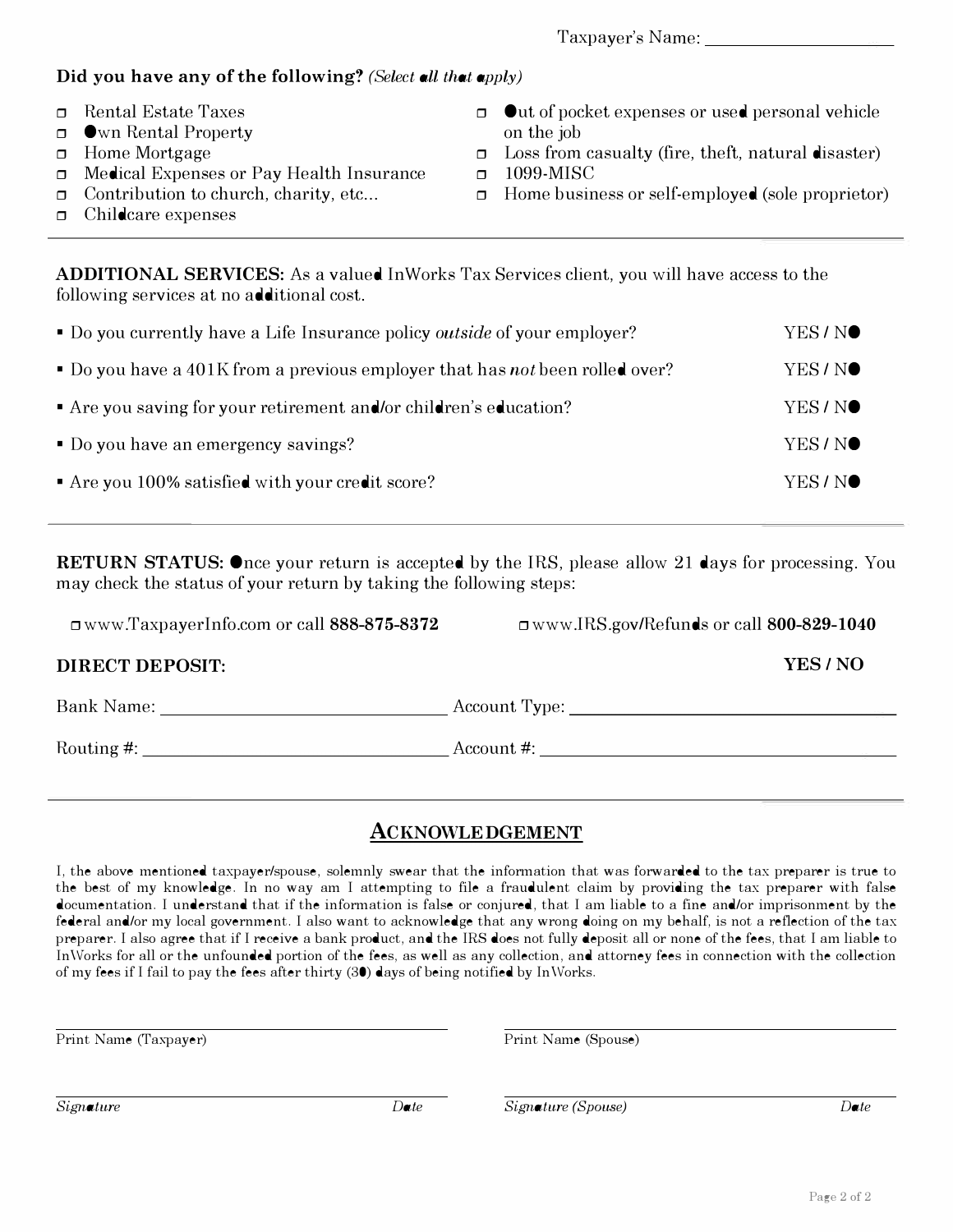Taxpayer's Name: ____________________

**Did you have any of the following?** *(Select all that apply)*

- ☐ Rental Estate Taxes
- ☐ Own Rental Property
- ☐ Home Mortgage
- ☐ Medical Expenses or Pay Health Insurance
- ☐ Contribution to church, charity, etc...
- ☐ Childcare expenses
- ☐ Out of pocket expenses or used personal vehicle on the job
- ☐ Loss from casualty (fire, theft, natural disaster)
- ☐ 1099-MISC
- ☐ Home business or self-employed (sole proprietor)

---

**ADDITIONAL SERVICES:** As a valued InWorks Tax Services client, you will have access to the following services at no additional cost.

- Do you currently have a Life Insurance policy *outside* of your employer? YES / NO
- Do you have a 401K from a previous employer that has *not* been rolled over? YES / NO
- Are you saving for your retirement and/or children's education? YES / NO
- Do you have an emergency savings? YES / NO
- Are you 100% satisfied with your credit score? YES / NO

---

**RETURN STATUS:** Once your return is accepted by the IRS, please allow 21 days for processing. You may check the status of your return by taking the following steps:

☐ www.TaxpayerInfo.com or call **888-875-8372** ☐ www.IRS.gov/Refunds or call **800-829-1040**

**DIRECT DEPOSIT:** **YES / NO**

Bank Name: ____________________ Account Type: ____________________

Routing #: ____________________ Account #: ____________________

---

## ACKNOWLEDGEMENT

I, the above mentioned taxpayer/spouse, solemnly swear that the information that was forwarded to the tax preparer is true to the best of my knowledge. In no way am I attempting to file a fraudulent claim by providing the tax preparer with false documentation. I understand that if the information is false or conjured, that I am liable to a fine and/or imprisonment by the federal and/or my local government. I also want to acknowledge that any wrong doing on my behalf, is not a reflection of the tax preparer. I also agree that if I receive a bank product, and the IRS does not fully deposit all or none of the fees, that I am liable to InWorks for all or the unfounded portion of the fees, as well as any collection, and attorney fees in connection with the collection of my fees if I fail to pay the fees after thirty (30) days of being notified by InWorks.

____________________ ____________________
Print Name (Taxpayer) Print Name (Spouse)

____________________ ____________________
*Signature* *Date* *Signature (Spouse)* *Date*